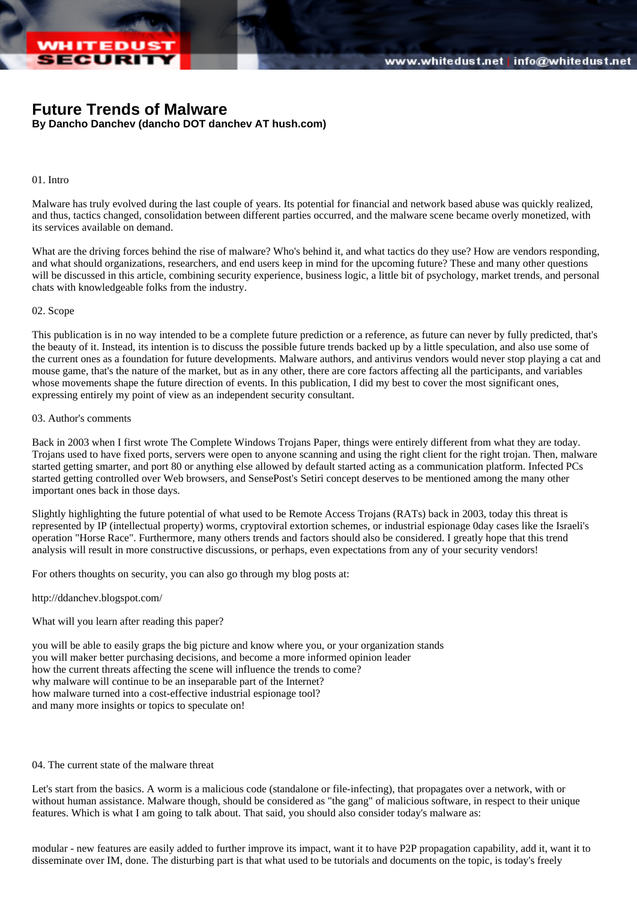# Future Trends of Malware

**By Dancho Danchev (dancho DOT danchev AT hush.com)**

01. Intro

Malware has truly evolved during the last couple of years. Its potential for financial and network based abuse was quickly realized, and thus, tactics changed, consolidation between different parties occurred, and the malware scene became overly monetized, with its services available on demand.

What are the driving forces behind the rise of malware? Who's behind it, and what tactics do they use? How are vendors responding, and what should organizations, researchers, and end users keep in mind for the upcoming future? These and many other questions will be discussed in this article, combining security experience, business logic, a little bit of psychology, market trends, and personal chats with knowledgeable folks from the industry.

02. Scope

This publication is in no way intended to be a complete future prediction or a reference, as future can never by fully predicted, that's the beauty of it. Instead, its intention is to discuss the possible future trends backed up by a little speculation, and also use some of the current ones as a foundation for future developments. Malware authors, and antivirus vendors would never stop playing a cat and mouse game, that's the nature of the market, but as in any other, there are core factors affecting all the participants, and variables whose movements shape the future direction of events. In this publication, I did my best to cover the most significant ones, expressing entirely my point of view as an independent security consultant.

03. Author's comments

Back in 2003 when I first wrote The Complete Windows Trojans Paper, things were entirely different from what they are today. Trojans used to have fixed ports, servers were open to anyone scanning and using the right client for the right trojan. Then, malware started getting smarter, and port 80 or anything else allowed by default started acting as a communication platform. Infected PCs started getting controlled over Web browsers, and SensePost's Setiri concept deserves to be mentioned among the many other important ones back in those days.

Slightly highlighting the future potential of what used to be Remote Access Trojans (RATs) back in 2003, today this threat is represented by IP (intellectual property) worms, cryptoviral extortion schemes, or industrial espionage 0day cases like the Israeli's operation "Horse Race". Furthermore, many others trends and factors should also be considered. I greatly hope that this trend analysis will result in more constructive discussions, or perhaps, even expectations from any of your security vendors!

For others thoughts on security, you can also go through my blog posts at:

http://ddanchev.blogspot.com/

What will you learn after reading this paper?

you will be able to easily graps the big picture and know where you, or your organization stands
you will maker better purchasing decisions, and become a more informed opinion leader
how the current threats affecting the scene will influence the trends to come?
why malware will continue to be an inseparable part of the Internet?
how malware turned into a cost-effective industrial espionage tool?
and many more insights or topics to speculate on!

04. The current state of the malware threat

Let's start from the basics. A worm is a malicious code (standalone or file-infecting), that propagates over a network, with or without human assistance. Malware though, should be considered as "the gang" of malicious software, in respect to their unique features. Which is what I am going to talk about. That said, you should also consider today's malware as:

modular - new features are easily added to further improve its impact, want it to have P2P propagation capability, add it, want it to disseminate over IM, done. The disturbing part is that what used to be tutorials and documents on the topic, is today's freely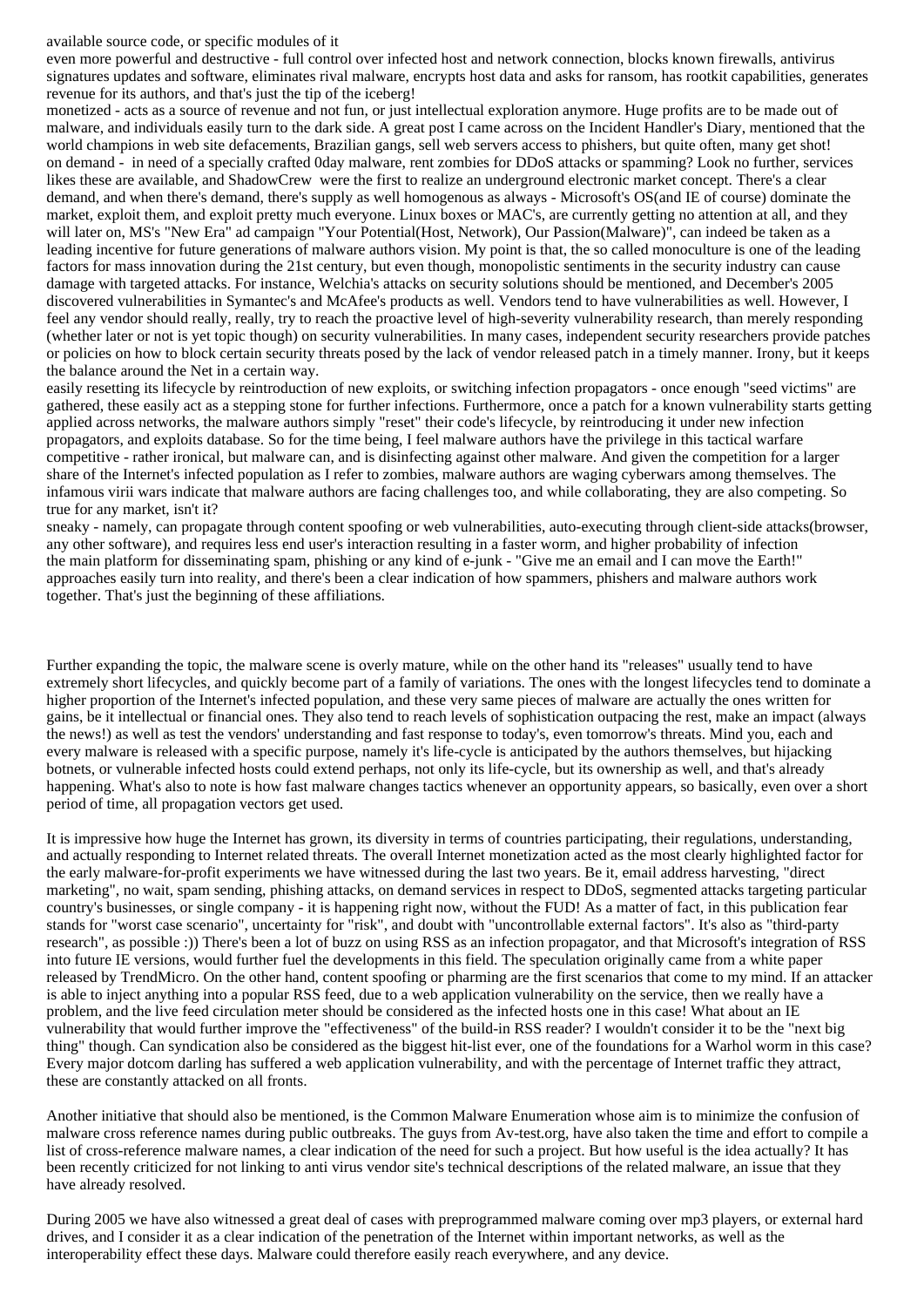available source code, or specific modules of it

even more powerful and destructive - full control over infected host and network connection, blocks known firewalls, antivirus signatures updates and software, eliminates rival malware, encrypts host data and asks for ransom, has rootkit capabilities, generates revenue for its authors, and that's just the tip of the iceberg!

monetized - acts as a source of revenue and not fun, or just intellectual exploration anymore. Huge profits are to be made out of malware, and individuals easily turn to the dark side. A great post I came across on the Incident Handler's Diary, mentioned that the world champions in web site defacements, Brazilian gangs, sell web servers access to phishers, but quite often, many get shot!

on demand - in need of a specially crafted 0day malware, rent zombies for DDoS attacks or spamming? Look no further, services likes these are available, and ShadowCrew were the first to realize an underground electronic market concept. There's a clear demand, and when there's demand, there's supply as well homogenous as always - Microsoft's OS(and IE of course) dominate the market, exploit them, and exploit pretty much everyone. Linux boxes or MAC's, are currently getting no attention at all, and they will later on, MS's "New Era" ad campaign "Your Potential(Host, Network), Our Passion(Malware)", can indeed be taken as a leading incentive for future generations of malware authors vision. My point is that, the so called monoculture is one of the leading factors for mass innovation during the 21st century, but even though, monopolistic sentiments in the security industry can cause damage with targeted attacks. For instance, Welchia's attacks on security solutions should be mentioned, and December's 2005 discovered vulnerabilities in Symantec's and McAfee's products as well. Vendors tend to have vulnerabilities as well. However, I feel any vendor should really, really, try to reach the proactive level of high-severity vulnerability research, than merely responding (whether later or not is yet topic though) on security vulnerabilities. In many cases, independent security researchers provide patches or policies on how to block certain security threats posed by the lack of vendor released patch in a timely manner. Irony, but it keeps the balance around the Net in a certain way.

easily resetting its lifecycle by reintroduction of new exploits, or switching infection propagators - once enough "seed victims" are gathered, these easily act as a stepping stone for further infections. Furthermore, once a patch for a known vulnerability starts getting applied across networks, the malware authors simply "reset" their code's lifecycle, by reintroducing it under new infection propagators, and exploits database. So for the time being, I feel malware authors have the privilege in this tactical warfare competitive - rather ironical, but malware can, and is disinfecting against other malware. And given the competition for a larger share of the Internet's infected population as I refer to zombies, malware authors are waging cyberwars among themselves. The infamous virii wars indicate that malware authors are facing challenges too, and while collaborating, they are also competing. So true for any market, isn't it?

sneaky - namely, can propagate through content spoofing or web vulnerabilities, auto-executing through client-side attacks(browser, any other software), and requires less end user's interaction resulting in a faster worm, and higher probability of infection

the main platform for disseminating spam, phishing or any kind of e-junk - "Give me an email and I can move the Earth!" approaches easily turn into reality, and there's been a clear indication of how spammers, phishers and malware authors work together. That's just the beginning of these affiliations.

Further expanding the topic, the malware scene is overly mature, while on the other hand its "releases" usually tend to have extremely short lifecycles, and quickly become part of a family of variations. The ones with the longest lifecycles tend to dominate a higher proportion of the Internet's infected population, and these very same pieces of malware are actually the ones written for gains, be it intellectual or financial ones. They also tend to reach levels of sophistication outpacing the rest, make an impact (always the news!) as well as test the vendors' understanding and fast response to today's, even tomorrow's threats. Mind you, each and every malware is released with a specific purpose, namely it's life-cycle is anticipated by the authors themselves, but hijacking botnets, or vulnerable infected hosts could extend perhaps, not only its life-cycle, but its ownership as well, and that's already happening. What's also to note is how fast malware changes tactics whenever an opportunity appears, so basically, even over a short period of time, all propagation vectors get used.

It is impressive how huge the Internet has grown, its diversity in terms of countries participating, their regulations, understanding, and actually responding to Internet related threats. The overall Internet monetization acted as the most clearly highlighted factor for the early malware-for-profit experiments we have witnessed during the last two years. Be it, email address harvesting, "direct marketing", no wait, spam sending, phishing attacks, on demand services in respect to DDoS, segmented attacks targeting particular country's businesses, or single company - it is happening right now, without the FUD! As a matter of fact, in this publication fear stands for "worst case scenario", uncertainty for "risk", and doubt with "uncontrollable external factors". It's also as "third-party research", as possible :)) There's been a lot of buzz on using RSS as an infection propagator, and that Microsoft's integration of RSS into future IE versions, would further fuel the developments in this field. The speculation originally came from a white paper released by TrendMicro. On the other hand, content spoofing or pharming are the first scenarios that come to my mind. If an attacker is able to inject anything into a popular RSS feed, due to a web application vulnerability on the service, then we really have a problem, and the live feed circulation meter should be considered as the infected hosts one in this case! What about an IE vulnerability that would further improve the "effectiveness" of the build-in RSS reader? I wouldn't consider it to be the "next big thing" though. Can syndication also be considered as the biggest hit-list ever, one of the foundations for a Warhol worm in this case? Every major dotcom darling has suffered a web application vulnerability, and with the percentage of Internet traffic they attract, these are constantly attacked on all fronts.

Another initiative that should also be mentioned, is the Common Malware Enumeration whose aim is to minimize the confusion of malware cross reference names during public outbreaks. The guys from Av-test.org, have also taken the time and effort to compile a list of cross-reference malware names, a clear indication of the need for such a project. But how useful is the idea actually? It has been recently criticized for not linking to anti virus vendor site's technical descriptions of the related malware, an issue that they have already resolved.

During 2005 we have also witnessed a great deal of cases with preprogrammed malware coming over mp3 players, or external hard drives, and I consider it as a clear indication of the penetration of the Internet within important networks, as well as the interoperability effect these days. Malware could therefore easily reach everywhere, and any device.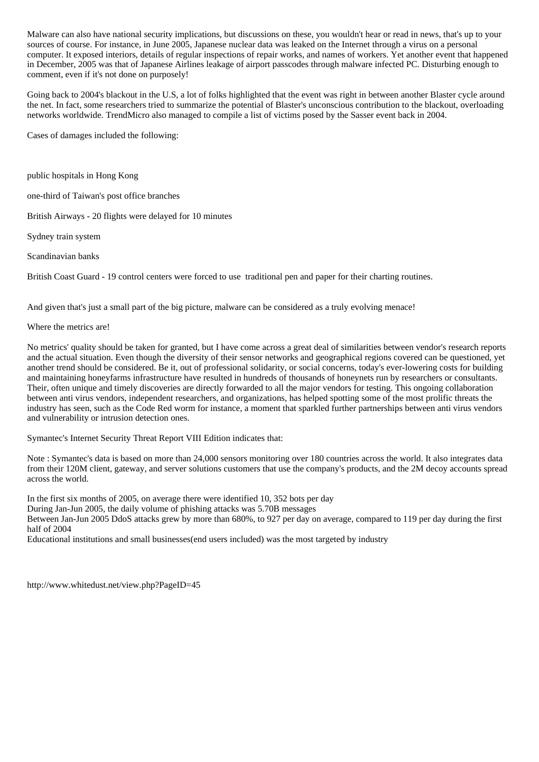Malware can also have national security implications, but discussions on these, you wouldn't hear or read in news, that's up to your sources of course. For instance, in June 2005, Japanese nuclear data was leaked on the Internet through a virus on a personal computer. It exposed interiors, details of regular inspections of repair works, and names of workers. Yet another event that happened in December, 2005 was that of Japanese Airlines leakage of airport passcodes through malware infected PC. Disturbing enough to comment, even if it's not done on purposely!

Going back to 2004's blackout in the U.S, a lot of folks highlighted that the event was right in between another Blaster cycle around the net. In fact, some researchers tried to summarize the potential of Blaster's unconscious contribution to the blackout, overloading networks worldwide. TrendMicro also managed to compile a list of victims posed by the Sasser event back in 2004.

Cases of damages included the following:

public hospitals in Hong Kong

one-third of Taiwan's post office branches

British Airways - 20 flights were delayed for 10 minutes

Sydney train system

Scandinavian banks

British Coast Guard - 19 control centers were forced to use traditional pen and paper for their charting routines.

And given that's just a small part of the big picture, malware can be considered as a truly evolving menace!

Where the metrics are!

No metrics' quality should be taken for granted, but I have come across a great deal of similarities between vendor's research reports and the actual situation. Even though the diversity of their sensor networks and geographical regions covered can be questioned, yet another trend should be considered. Be it, out of professional solidarity, or social concerns, today's ever-lowering costs for building and maintaining honeyfarms infrastructure have resulted in hundreds of thousands of honeynets run by researchers or consultants. Their, often unique and timely discoveries are directly forwarded to all the major vendors for testing. This ongoing collaboration between anti virus vendors, independent researchers, and organizations, has helped spotting some of the most prolific threats the industry has seen, such as the Code Red worm for instance, a moment that sparkled further partnerships between anti virus vendors and vulnerability or intrusion detection ones.

Symantec's Internet Security Threat Report VIII Edition indicates that:

Note : Symantec's data is based on more than 24,000 sensors monitoring over 180 countries across the world. It also integrates data from their 120M client, gateway, and server solutions customers that use the company's products, and the 2M decoy accounts spread across the world.

In the first six months of 2005, on average there were identified 10, 352 bots per day
During Jan-Jun 2005, the daily volume of phishing attacks was 5.70B messages
Between Jan-Jun 2005 DdoS attacks grew by more than 680%, to 927 per day on average, compared to 119 per day during the first half of 2004
Educational institutions and small businesses(end users included) was the most targeted by industry

http://www.whitedust.net/view.php?PageID=45